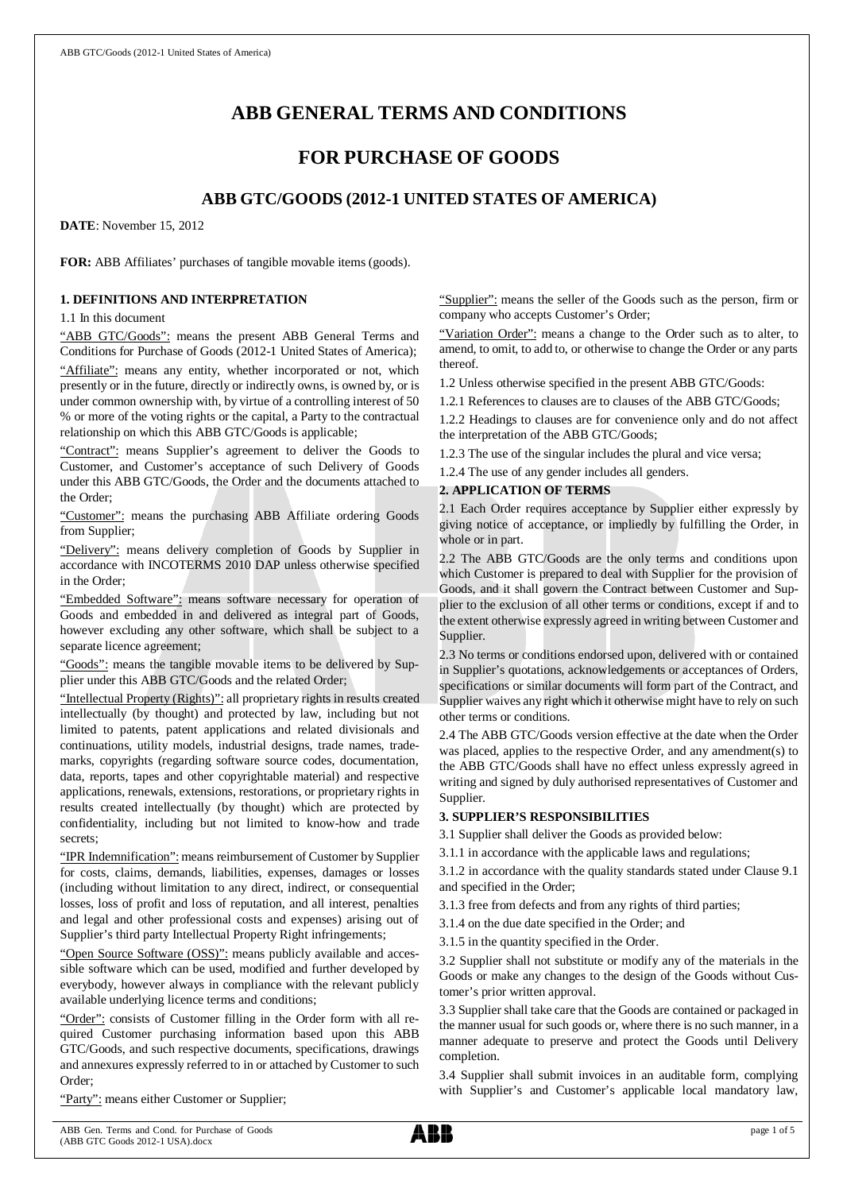# ABB GENERAL TERMS AND CONDITIONS

# FOR PURCHASE OF GOODS

## ABB GTC/GOODS (2012-1 UNITED STATES OF AMERICA)

**DATE**: November 15, 2012

**FOR:** ABB Affiliates' purchases of tangible movable items (goods).

### 1. DEFINITIONS AND INTERPRETATION

1.1 In this document

"ABB GTC/Goods": means the present ABB General Terms and Conditions for Purchase of Goods (2012-1 United States of America);

"Affiliate": means any entity, whether incorporated or not, which presently or in the future, directly or indirectly owns, is owned by, or is under common ownership with, by virtue of a controlling interest of 50 % or more of the voting rights or the capital, a Party to the contractual relationship on which this ABB GTC/Goods is applicable;

"Contract": means Supplier's agreement to deliver the Goods to Customer, and Customer's acceptance of such Delivery of Goods under this ABB GTC/Goods, the Order and the documents attached to the Order;

"Customer": means the purchasing ABB Affiliate ordering Goods from Supplier;

"Delivery": means delivery completion of Goods by Supplier in accordance with INCOTERMS 2010 DAP unless otherwise specified in the Order;

"Embedded Software": means software necessary for operation of Goods and embedded in and delivered as integral part of Goods, however excluding any other software, which shall be subject to a separate licence agreement;

"Goods": means the tangible movable items to be delivered by Supplier under this ABB GTC/Goods and the related Order;

"Intellectual Property (Rights)": all proprietary rights in results created intellectually (by thought) and protected by law, including but not limited to patents, patent applications and related divisionals and continuations, utility models, industrial designs, trade names, trademarks, copyrights (regarding software source codes, documentation, data, reports, tapes and other copyrightable material) and respective applications, renewals, extensions, restorations, or proprietary rights in results created intellectually (by thought) which are protected by confidentiality, including but not limited to know-how and trade secrets;

"IPR Indemnification": means reimbursement of Customer by Supplier for costs, claims, demands, liabilities, expenses, damages or losses (including without limitation to any direct, indirect, or consequential losses, loss of profit and loss of reputation, and all interest, penalties and legal and other professional costs and expenses) arising out of Supplier's third party Intellectual Property Right infringements;

"Open Source Software (OSS)": means publicly available and accessible software which can be used, modified and further developed by everybody, however always in compliance with the relevant publicly available underlying licence terms and conditions;

"Order": consists of Customer filling in the Order form with all required Customer purchasing information based upon this ABB GTC/Goods, and such respective documents, specifications, drawings and annexures expressly referred to in or attached by Customer to such Order;

"Party": means either Customer or Supplier;

"Supplier": means the seller of the Goods such as the person, firm or company who accepts Customer's Order;

"Variation Order": means a change to the Order such as to alter, to amend, to omit, to add to, or otherwise to change the Order or any parts thereof.

1.2 Unless otherwise specified in the present ABB GTC/Goods:

1.2.1 References to clauses are to clauses of the ABB GTC/Goods;

1.2.2 Headings to clauses are for convenience only and do not affect the interpretation of the ABB GTC/Goods;

1.2.3 The use of the singular includes the plural and vice versa;

1.2.4 The use of any gender includes all genders.

### 2. APPLICATION OF TERMS

2.1 Each Order requires acceptance by Supplier either expressly by giving notice of acceptance, or impliedly by fulfilling the Order, in whole or in part.

2.2 The ABB GTC/Goods are the only terms and conditions upon which Customer is prepared to deal with Supplier for the provision of Goods, and it shall govern the Contract between Customer and Supplier to the exclusion of all other terms or conditions, except if and to the extent otherwise expressly agreed in writing between Customer and Supplier.

2.3 No terms or conditions endorsed upon, delivered with or contained in Supplier's quotations, acknowledgements or acceptances of Orders, specifications or similar documents will form part of the Contract, and Supplier waives any right which it otherwise might have to rely on such other terms or conditions.

2.4 The ABB GTC/Goods version effective at the date when the Order was placed, applies to the respective Order, and any amendment(s) to the ABB GTC/Goods shall have no effect unless expressly agreed in writing and signed by duly authorised representatives of Customer and Supplier.

### 3. SUPPLIER'S RESPONSIBILITIES

3.1 Supplier shall deliver the Goods as provided below:

3.1.1 in accordance with the applicable laws and regulations;

3.1.2 in accordance with the quality standards stated under Clause 9.1 and specified in the Order;

3.1.3 free from defects and from any rights of third parties;

3.1.4 on the due date specified in the Order; and

3.1.5 in the quantity specified in the Order.

3.2 Supplier shall not substitute or modify any of the materials in the Goods or make any changes to the design of the Goods without Customer's prior written approval.

3.3 Supplier shall take care that the Goods are contained or packaged in the manner usual for such goods or, where there is no such manner, in a manner adequate to preserve and protect the Goods until Delivery completion.

3.4 Supplier shall submit invoices in an auditable form, complying with Supplier's and Customer's applicable local mandatory law,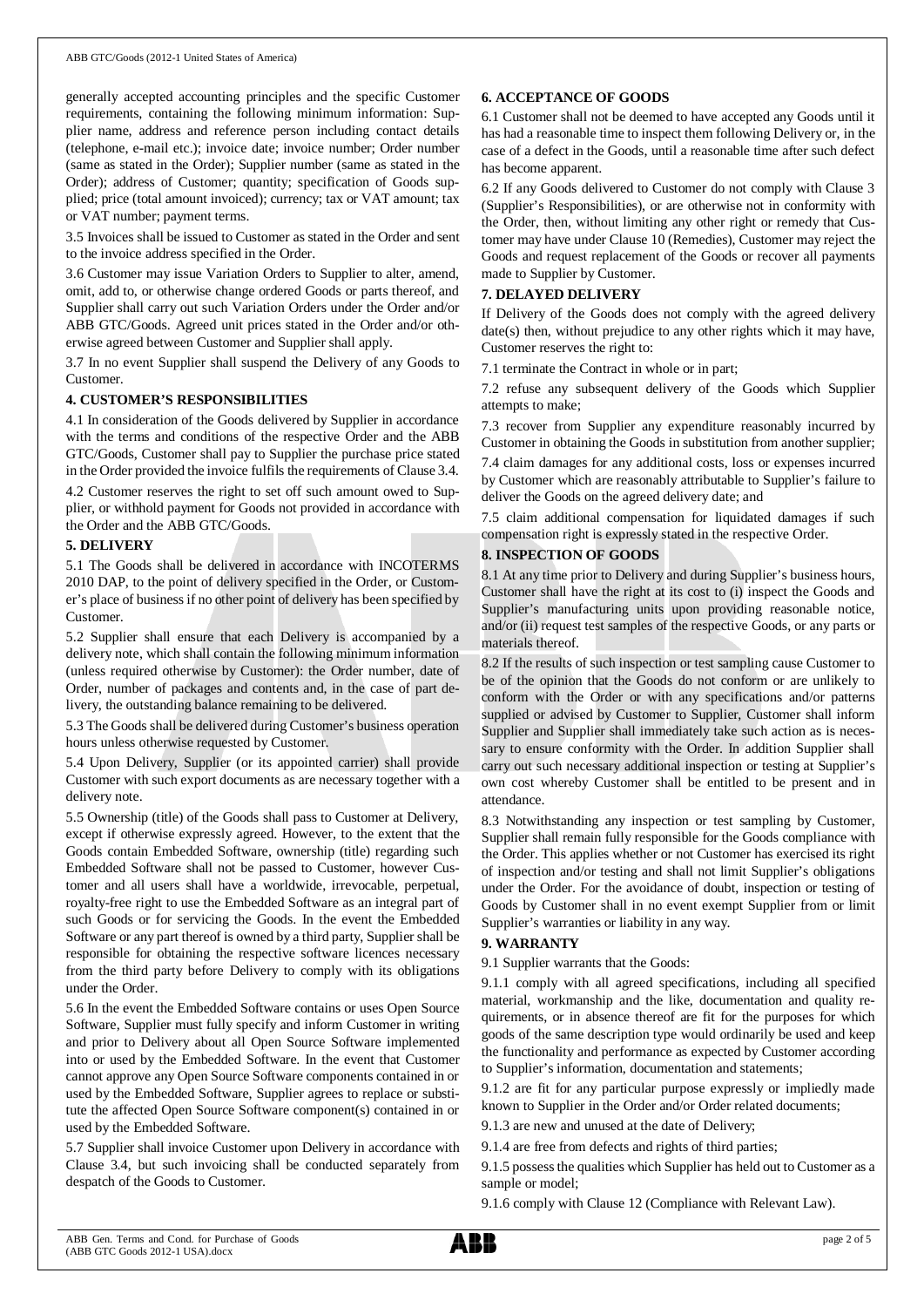generally accepted accounting principles and the specific Customer requirements, containing the following minimum information: Supplier name, address and reference person including contact details (telephone, e-mail etc.); invoice date; invoice number; Order number (same as stated in the Order); Supplier number (same as stated in the Order); address of Customer; quantity; specification of Goods supplied; price (total amount invoiced); currency; tax or VAT amount; tax or VAT number; payment terms.

3.5 Invoices shall be issued to Customer as stated in the Order and sent to the invoice address specified in the Order.

3.6 Customer may issue Variation Orders to Supplier to alter, amend, omit, add to, or otherwise change ordered Goods or parts thereof, and Supplier shall carry out such Variation Orders under the Order and/or ABB GTC/Goods. Agreed unit prices stated in the Order and/or otherwise agreed between Customer and Supplier shall apply.

3.7 In no event Supplier shall suspend the Delivery of any Goods to Customer.

**4. CUSTOMER'S RESPONSIBILITIES**

4.1 In consideration of the Goods delivered by Supplier in accordance with the terms and conditions of the respective Order and the ABB GTC/Goods, Customer shall pay to Supplier the purchase price stated in the Order provided the invoice fulfils the requirements of Clause 3.4.

4.2 Customer reserves the right to set off such amount owed to Supplier, or withhold payment for Goods not provided in accordance with the Order and the ABB GTC/Goods.

**5. DELIVERY**

5.1 The Goods shall be delivered in accordance with INCOTERMS 2010 DAP, to the point of delivery specified in the Order, or Customer's place of business if no other point of delivery has been specified by Customer.

5.2 Supplier shall ensure that each Delivery is accompanied by a delivery note, which shall contain the following minimum information (unless required otherwise by Customer): the Order number, date of Order, number of packages and contents and, in the case of part delivery, the outstanding balance remaining to be delivered.

5.3 The Goods shall be delivered during Customer's business operation hours unless otherwise requested by Customer.

5.4 Upon Delivery, Supplier (or its appointed carrier) shall provide Customer with such export documents as are necessary together with a delivery note.

5.5 Ownership (title) of the Goods shall pass to Customer at Delivery, except if otherwise expressly agreed. However, to the extent that the Goods contain Embedded Software, ownership (title) regarding such Embedded Software shall not be passed to Customer, however Customer and all users shall have a worldwide, irrevocable, perpetual, royalty-free right to use the Embedded Software as an integral part of such Goods or for servicing the Goods. In the event the Embedded Software or any part thereof is owned by a third party, Supplier shall be responsible for obtaining the respective software licences necessary from the third party before Delivery to comply with its obligations under the Order.

5.6 In the event the Embedded Software contains or uses Open Source Software, Supplier must fully specify and inform Customer in writing and prior to Delivery about all Open Source Software implemented into or used by the Embedded Software. In the event that Customer cannot approve any Open Source Software components contained in or used by the Embedded Software, Supplier agrees to replace or substitute the affected Open Source Software component(s) contained in or used by the Embedded Software.

5.7 Supplier shall invoice Customer upon Delivery in accordance with Clause 3.4, but such invoicing shall be conducted separately from despatch of the Goods to Customer.

**6. ACCEPTANCE OF GOODS**

6.1 Customer shall not be deemed to have accepted any Goods until it has had a reasonable time to inspect them following Delivery or, in the case of a defect in the Goods, until a reasonable time after such defect has become apparent.

6.2 If any Goods delivered to Customer do not comply with Clause 3 (Supplier's Responsibilities), or are otherwise not in conformity with the Order, then, without limiting any other right or remedy that Customer may have under Clause 10 (Remedies), Customer may reject the Goods and request replacement of the Goods or recover all payments made to Supplier by Customer.

**7. DELAYED DELIVERY**

If Delivery of the Goods does not comply with the agreed delivery date(s) then, without prejudice to any other rights which it may have, Customer reserves the right to:

7.1 terminate the Contract in whole or in part;

7.2 refuse any subsequent delivery of the Goods which Supplier attempts to make;

7.3 recover from Supplier any expenditure reasonably incurred by Customer in obtaining the Goods in substitution from another supplier;

7.4 claim damages for any additional costs, loss or expenses incurred by Customer which are reasonably attributable to Supplier's failure to deliver the Goods on the agreed delivery date; and

7.5 claim additional compensation for liquidated damages if such compensation right is expressly stated in the respective Order.

**8. INSPECTION OF GOODS**

8.1 At any time prior to Delivery and during Supplier's business hours, Customer shall have the right at its cost to (i) inspect the Goods and Supplier's manufacturing units upon providing reasonable notice, and/or (ii) request test samples of the respective Goods, or any parts or materials thereof.

8.2 If the results of such inspection or test sampling cause Customer to be of the opinion that the Goods do not conform or are unlikely to conform with the Order or with any specifications and/or patterns supplied or advised by Customer to Supplier, Customer shall inform Supplier and Supplier shall immediately take such action as is necessary to ensure conformity with the Order. In addition Supplier shall carry out such necessary additional inspection or testing at Supplier's own cost whereby Customer shall be entitled to be present and in attendance.

8.3 Notwithstanding any inspection or test sampling by Customer, Supplier shall remain fully responsible for the Goods compliance with the Order. This applies whether or not Customer has exercised its right of inspection and/or testing and shall not limit Supplier's obligations under the Order. For the avoidance of doubt, inspection or testing of Goods by Customer shall in no event exempt Supplier from or limit Supplier's warranties or liability in any way.

**9. WARRANTY**

9.1 Supplier warrants that the Goods:

9.1.1 comply with all agreed specifications, including all specified material, workmanship and the like, documentation and quality requirements, or in absence thereof are fit for the purposes for which goods of the same description type would ordinarily be used and keep the functionality and performance as expected by Customer according to Supplier's information, documentation and statements;

9.1.2 are fit for any particular purpose expressly or impliedly made known to Supplier in the Order and/or Order related documents;

9.1.3 are new and unused at the date of Delivery;

9.1.4 are free from defects and rights of third parties;

9.1.5 possess the qualities which Supplier has held out to Customer as a sample or model;

9.1.6 comply with Clause 12 (Compliance with Relevant Law).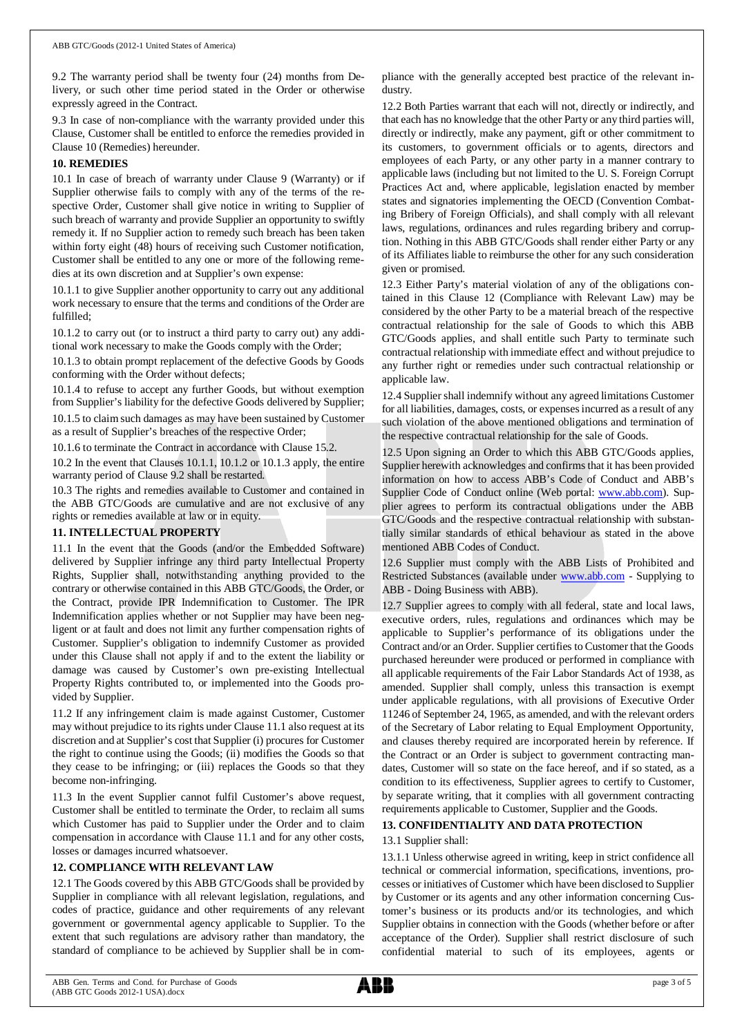9.2 The warranty period shall be twenty four (24) months from Delivery, or such other time period stated in the Order or otherwise expressly agreed in the Contract.

9.3 In case of non-compliance with the warranty provided under this Clause, Customer shall be entitled to enforce the remedies provided in Clause 10 (Remedies) hereunder.

## 10. REMEDIES

10.1 In case of breach of warranty under Clause 9 (Warranty) or if Supplier otherwise fails to comply with any of the terms of the respective Order, Customer shall give notice in writing to Supplier of such breach of warranty and provide Supplier an opportunity to swiftly remedy it. If no Supplier action to remedy such breach has been taken within forty eight (48) hours of receiving such Customer notification, Customer shall be entitled to any one or more of the following remedies at its own discretion and at Supplier's own expense:

10.1.1 to give Supplier another opportunity to carry out any additional work necessary to ensure that the terms and conditions of the Order are fulfilled;

10.1.2 to carry out (or to instruct a third party to carry out) any additional work necessary to make the Goods comply with the Order;

10.1.3 to obtain prompt replacement of the defective Goods by Goods conforming with the Order without defects;

10.1.4 to refuse to accept any further Goods, but without exemption from Supplier's liability for the defective Goods delivered by Supplier;

10.1.5 to claim such damages as may have been sustained by Customer as a result of Supplier's breaches of the respective Order;

10.1.6 to terminate the Contract in accordance with Clause 15.2.

10.2 In the event that Clauses 10.1.1, 10.1.2 or 10.1.3 apply, the entire warranty period of Clause 9.2 shall be restarted.

10.3 The rights and remedies available to Customer and contained in the ABB GTC/Goods are cumulative and are not exclusive of any rights or remedies available at law or in equity.

## 11. INTELLECTUAL PROPERTY

11.1 In the event that the Goods (and/or the Embedded Software) delivered by Supplier infringe any third party Intellectual Property Rights, Supplier shall, notwithstanding anything provided to the contrary or otherwise contained in this ABB GTC/Goods, the Order, or the Contract, provide IPR Indemnification to Customer. The IPR Indemnification applies whether or not Supplier may have been negligent or at fault and does not limit any further compensation rights of Customer. Supplier's obligation to indemnify Customer as provided under this Clause shall not apply if and to the extent the liability or damage was caused by Customer's own pre-existing Intellectual Property Rights contributed to, or implemented into the Goods provided by Supplier.

11.2 If any infringement claim is made against Customer, Customer may without prejudice to its rights under Clause 11.1 also request at its discretion and at Supplier's cost that Supplier (i) procures for Customer the right to continue using the Goods; (ii) modifies the Goods so that they cease to be infringing; or (iii) replaces the Goods so that they become non-infringing.

11.3 In the event Supplier cannot fulfil Customer's above request, Customer shall be entitled to terminate the Order, to reclaim all sums which Customer has paid to Supplier under the Order and to claim compensation in accordance with Clause 11.1 and for any other costs, losses or damages incurred whatsoever.

## 12. COMPLIANCE WITH RELEVANT LAW

12.1 The Goods covered by this ABB GTC/Goods shall be provided by Supplier in compliance with all relevant legislation, regulations, and codes of practice, guidance and other requirements of any relevant government or governmental agency applicable to Supplier. To the extent that such regulations are advisory rather than mandatory, the standard of compliance to be achieved by Supplier shall be in compliance with the generally accepted best practice of the relevant industry.

12.2 Both Parties warrant that each will not, directly or indirectly, and that each has no knowledge that the other Party or any third parties will, directly or indirectly, make any payment, gift or other commitment to its customers, to government officials or to agents, directors and employees of each Party, or any other party in a manner contrary to applicable laws (including but not limited to the U. S. Foreign Corrupt Practices Act and, where applicable, legislation enacted by member states and signatories implementing the OECD (Convention Combating Bribery of Foreign Officials), and shall comply with all relevant laws, regulations, ordinances and rules regarding bribery and corruption. Nothing in this ABB GTC/Goods shall render either Party or any of its Affiliates liable to reimburse the other for any such consideration given or promised.

12.3 Either Party's material violation of any of the obligations contained in this Clause 12 (Compliance with Relevant Law) may be considered by the other Party to be a material breach of the respective contractual relationship for the sale of Goods to which this ABB GTC/Goods applies, and shall entitle such Party to terminate such contractual relationship with immediate effect and without prejudice to any further right or remedies under such contractual relationship or applicable law.

12.4 Supplier shall indemnify without any agreed limitations Customer for all liabilities, damages, costs, or expenses incurred as a result of any such violation of the above mentioned obligations and termination of the respective contractual relationship for the sale of Goods.

12.5 Upon signing an Order to which this ABB GTC/Goods applies, Supplier herewith acknowledges and confirms that it has been provided information on how to access ABB's Code of Conduct and ABB's Supplier Code of Conduct online (Web portal: www.abb.com). Supplier agrees to perform its contractual obligations under the ABB GTC/Goods and the respective contractual relationship with substantially similar standards of ethical behaviour as stated in the above mentioned ABB Codes of Conduct.

12.6 Supplier must comply with the ABB Lists of Prohibited and Restricted Substances (available under www.abb.com - Supplying to ABB - Doing Business with ABB).

12.7 Supplier agrees to comply with all federal, state and local laws, executive orders, rules, regulations and ordinances which may be applicable to Supplier's performance of its obligations under the Contract and/or an Order. Supplier certifies to Customer that the Goods purchased hereunder were produced or performed in compliance with all applicable requirements of the Fair Labor Standards Act of 1938, as amended. Supplier shall comply, unless this transaction is exempt under applicable regulations, with all provisions of Executive Order 11246 of September 24, 1965, as amended, and with the relevant orders of the Secretary of Labor relating to Equal Employment Opportunity, and clauses thereby required are incorporated herein by reference. If the Contract or an Order is subject to government contracting mandates, Customer will so state on the face hereof, and if so stated, as a condition to its effectiveness, Supplier agrees to certify to Customer, by separate writing, that it complies with all government contracting requirements applicable to Customer, Supplier and the Goods.

## 13. CONFIDENTIALITY AND DATA PROTECTION

13.1 Supplier shall:

13.1.1 Unless otherwise agreed in writing, keep in strict confidence all technical or commercial information, specifications, inventions, processes or initiatives of Customer which have been disclosed to Supplier by Customer or its agents and any other information concerning Customer's business or its products and/or its technologies, and which Supplier obtains in connection with the Goods (whether before or after acceptance of the Order). Supplier shall restrict disclosure of such confidential material to such of its employees, agents or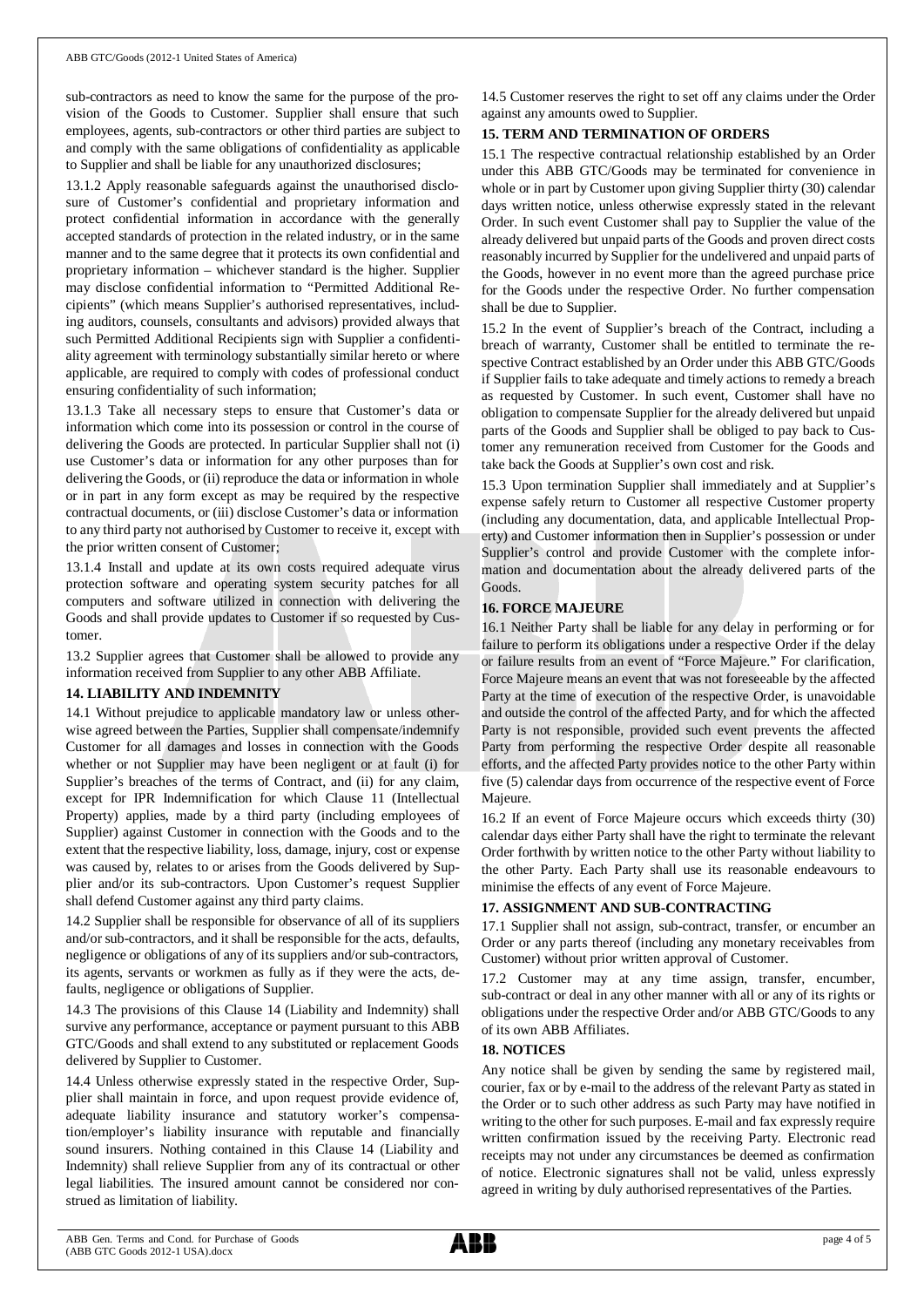sub-contractors as need to know the same for the purpose of the provision of the Goods to Customer. Supplier shall ensure that such employees, agents, sub-contractors or other third parties are subject to and comply with the same obligations of confidentiality as applicable to Supplier and shall be liable for any unauthorized disclosures;

13.1.2 Apply reasonable safeguards against the unauthorised disclosure of Customer's confidential and proprietary information and protect confidential information in accordance with the generally accepted standards of protection in the related industry, or in the same manner and to the same degree that it protects its own confidential and proprietary information – whichever standard is the higher. Supplier may disclose confidential information to "Permitted Additional Recipients" (which means Supplier's authorised representatives, including auditors, counsels, consultants and advisors) provided always that such Permitted Additional Recipients sign with Supplier a confidentiality agreement with terminology substantially similar hereto or where applicable, are required to comply with codes of professional conduct ensuring confidentiality of such information;

13.1.3 Take all necessary steps to ensure that Customer's data or information which come into its possession or control in the course of delivering the Goods are protected. In particular Supplier shall not (i) use Customer's data or information for any other purposes than for delivering the Goods, or (ii) reproduce the data or information in whole or in part in any form except as may be required by the respective contractual documents, or (iii) disclose Customer's data or information to any third party not authorised by Customer to receive it, except with the prior written consent of Customer;

13.1.4 Install and update at its own costs required adequate virus protection software and operating system security patches for all computers and software utilized in connection with delivering the Goods and shall provide updates to Customer if so requested by Customer.

13.2 Supplier agrees that Customer shall be allowed to provide any information received from Supplier to any other ABB Affiliate.

**14. LIABILITY AND INDEMNITY**

14.1 Without prejudice to applicable mandatory law or unless otherwise agreed between the Parties, Supplier shall compensate/indemnify Customer for all damages and losses in connection with the Goods whether or not Supplier may have been negligent or at fault (i) for Supplier's breaches of the terms of Contract, and (ii) for any claim, except for IPR Indemnification for which Clause 11 (Intellectual Property) applies, made by a third party (including employees of Supplier) against Customer in connection with the Goods and to the extent that the respective liability, loss, damage, injury, cost or expense was caused by, relates to or arises from the Goods delivered by Supplier and/or its sub-contractors. Upon Customer's request Supplier shall defend Customer against any third party claims.

14.2 Supplier shall be responsible for observance of all of its suppliers and/or sub-contractors, and it shall be responsible for the acts, defaults, negligence or obligations of any of its suppliers and/or sub-contractors, its agents, servants or workmen as fully as if they were the acts, defaults, negligence or obligations of Supplier.

14.3 The provisions of this Clause 14 (Liability and Indemnity) shall survive any performance, acceptance or payment pursuant to this ABB GTC/Goods and shall extend to any substituted or replacement Goods delivered by Supplier to Customer.

14.4 Unless otherwise expressly stated in the respective Order, Supplier shall maintain in force, and upon request provide evidence of, adequate liability insurance and statutory worker's compensation/employer's liability insurance with reputable and financially sound insurers. Nothing contained in this Clause 14 (Liability and Indemnity) shall relieve Supplier from any of its contractual or other legal liabilities. The insured amount cannot be considered nor construed as limitation of liability.

14.5 Customer reserves the right to set off any claims under the Order against any amounts owed to Supplier.

**15. TERM AND TERMINATION OF ORDERS**

15.1 The respective contractual relationship established by an Order under this ABB GTC/Goods may be terminated for convenience in whole or in part by Customer upon giving Supplier thirty (30) calendar days written notice, unless otherwise expressly stated in the relevant Order. In such event Customer shall pay to Supplier the value of the already delivered but unpaid parts of the Goods and proven direct costs reasonably incurred by Supplier for the undelivered and unpaid parts of the Goods, however in no event more than the agreed purchase price for the Goods under the respective Order. No further compensation shall be due to Supplier.

15.2 In the event of Supplier's breach of the Contract, including a breach of warranty, Customer shall be entitled to terminate the respective Contract established by an Order under this ABB GTC/Goods if Supplier fails to take adequate and timely actions to remedy a breach as requested by Customer. In such event, Customer shall have no obligation to compensate Supplier for the already delivered but unpaid parts of the Goods and Supplier shall be obliged to pay back to Customer any remuneration received from Customer for the Goods and take back the Goods at Supplier's own cost and risk.

15.3 Upon termination Supplier shall immediately and at Supplier's expense safely return to Customer all respective Customer property (including any documentation, data, and applicable Intellectual Property) and Customer information then in Supplier's possession or under Supplier's control and provide Customer with the complete information and documentation about the already delivered parts of the Goods.

**16. FORCE MAJEURE**

16.1 Neither Party shall be liable for any delay in performing or for failure to perform its obligations under a respective Order if the delay or failure results from an event of "Force Majeure." For clarification, Force Majeure means an event that was not foreseeable by the affected Party at the time of execution of the respective Order, is unavoidable and outside the control of the affected Party, and for which the affected Party is not responsible, provided such event prevents the affected Party from performing the respective Order despite all reasonable efforts, and the affected Party provides notice to the other Party within five (5) calendar days from occurrence of the respective event of Force Majeure.

16.2 If an event of Force Majeure occurs which exceeds thirty (30) calendar days either Party shall have the right to terminate the relevant Order forthwith by written notice to the other Party without liability to the other Party. Each Party shall use its reasonable endeavours to minimise the effects of any event of Force Majeure.

**17. ASSIGNMENT AND SUB-CONTRACTING**

17.1 Supplier shall not assign, sub-contract, transfer, or encumber an Order or any parts thereof (including any monetary receivables from Customer) without prior written approval of Customer.

17.2 Customer may at any time assign, transfer, encumber, sub-contract or deal in any other manner with all or any of its rights or obligations under the respective Order and/or ABB GTC/Goods to any of its own ABB Affiliates.

**18. NOTICES**

Any notice shall be given by sending the same by registered mail, courier, fax or by e-mail to the address of the relevant Party as stated in the Order or to such other address as such Party may have notified in writing to the other for such purposes. E-mail and fax expressly require written confirmation issued by the receiving Party. Electronic read receipts may not under any circumstances be deemed as confirmation of notice. Electronic signatures shall not be valid, unless expressly agreed in writing by duly authorised representatives of the Parties.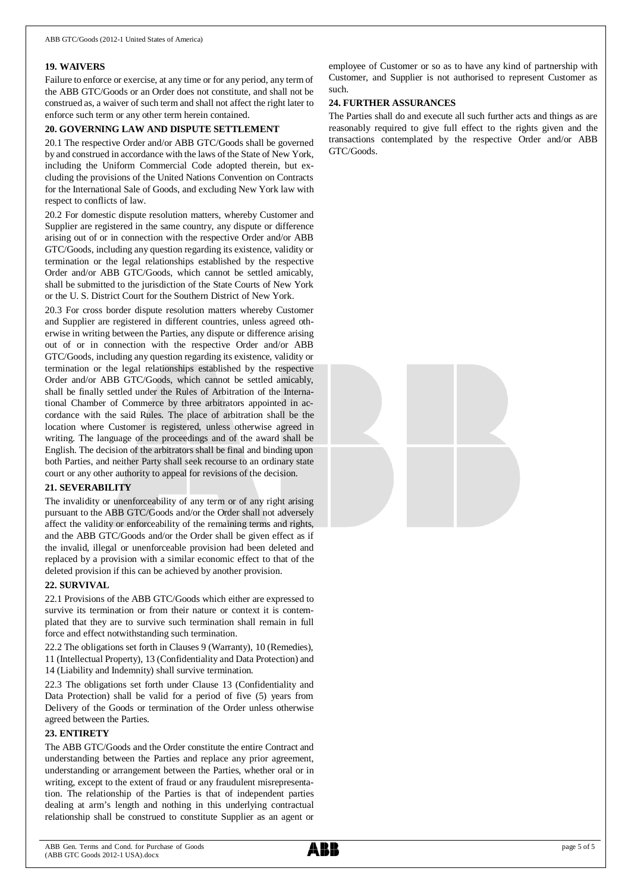## 19. WAIVERS

Failure to enforce or exercise, at any time or for any period, any term of the ABB GTC/Goods or an Order does not constitute, and shall not be construed as, a waiver of such term and shall not affect the right later to enforce such term or any other term herein contained.

## 20. GOVERNING LAW AND DISPUTE SETTLEMENT

20.1 The respective Order and/or ABB GTC/Goods shall be governed by and construed in accordance with the laws of the State of New York, including the Uniform Commercial Code adopted therein, but excluding the provisions of the United Nations Convention on Contracts for the International Sale of Goods, and excluding New York law with respect to conflicts of law.

20.2 For domestic dispute resolution matters, whereby Customer and Supplier are registered in the same country, any dispute or difference arising out of or in connection with the respective Order and/or ABB GTC/Goods, including any question regarding its existence, validity or termination or the legal relationships established by the respective Order and/or ABB GTC/Goods, which cannot be settled amicably, shall be submitted to the jurisdiction of the State Courts of New York or the U. S. District Court for the Southern District of New York.

20.3 For cross border dispute resolution matters whereby Customer and Supplier are registered in different countries, unless agreed otherwise in writing between the Parties, any dispute or difference arising out of or in connection with the respective Order and/or ABB GTC/Goods, including any question regarding its existence, validity or termination or the legal relationships established by the respective Order and/or ABB GTC/Goods, which cannot be settled amicably, shall be finally settled under the Rules of Arbitration of the International Chamber of Commerce by three arbitrators appointed in accordance with the said Rules. The place of arbitration shall be the location where Customer is registered, unless otherwise agreed in writing. The language of the proceedings and of the award shall be English. The decision of the arbitrators shall be final and binding upon both Parties, and neither Party shall seek recourse to an ordinary state court or any other authority to appeal for revisions of the decision.

## 21. SEVERABILITY

The invalidity or unenforceability of any term or of any right arising pursuant to the ABB GTC/Goods and/or the Order shall not adversely affect the validity or enforceability of the remaining terms and rights, and the ABB GTC/Goods and/or the Order shall be given effect as if the invalid, illegal or unenforceable provision had been deleted and replaced by a provision with a similar economic effect to that of the deleted provision if this can be achieved by another provision.

## 22. SURVIVAL

22.1 Provisions of the ABB GTC/Goods which either are expressed to survive its termination or from their nature or context it is contemplated that they are to survive such termination shall remain in full force and effect notwithstanding such termination.

22.2 The obligations set forth in Clauses 9 (Warranty), 10 (Remedies), 11 (Intellectual Property), 13 (Confidentiality and Data Protection) and 14 (Liability and Indemnity) shall survive termination.

22.3 The obligations set forth under Clause 13 (Confidentiality and Data Protection) shall be valid for a period of five (5) years from Delivery of the Goods or termination of the Order unless otherwise agreed between the Parties.

## 23. ENTIRETY

The ABB GTC/Goods and the Order constitute the entire Contract and understanding between the Parties and replace any prior agreement, understanding or arrangement between the Parties, whether oral or in writing, except to the extent of fraud or any fraudulent misrepresentation. The relationship of the Parties is that of independent parties dealing at arm's length and nothing in this underlying contractual relationship shall be construed to constitute Supplier as an agent or employee of Customer or so as to have any kind of partnership with Customer, and Supplier is not authorised to represent Customer as such.

## 24. FURTHER ASSURANCES

The Parties shall do and execute all such further acts and things as are reasonably required to give full effect to the rights given and the transactions contemplated by the respective Order and/or ABB GTC/Goods.